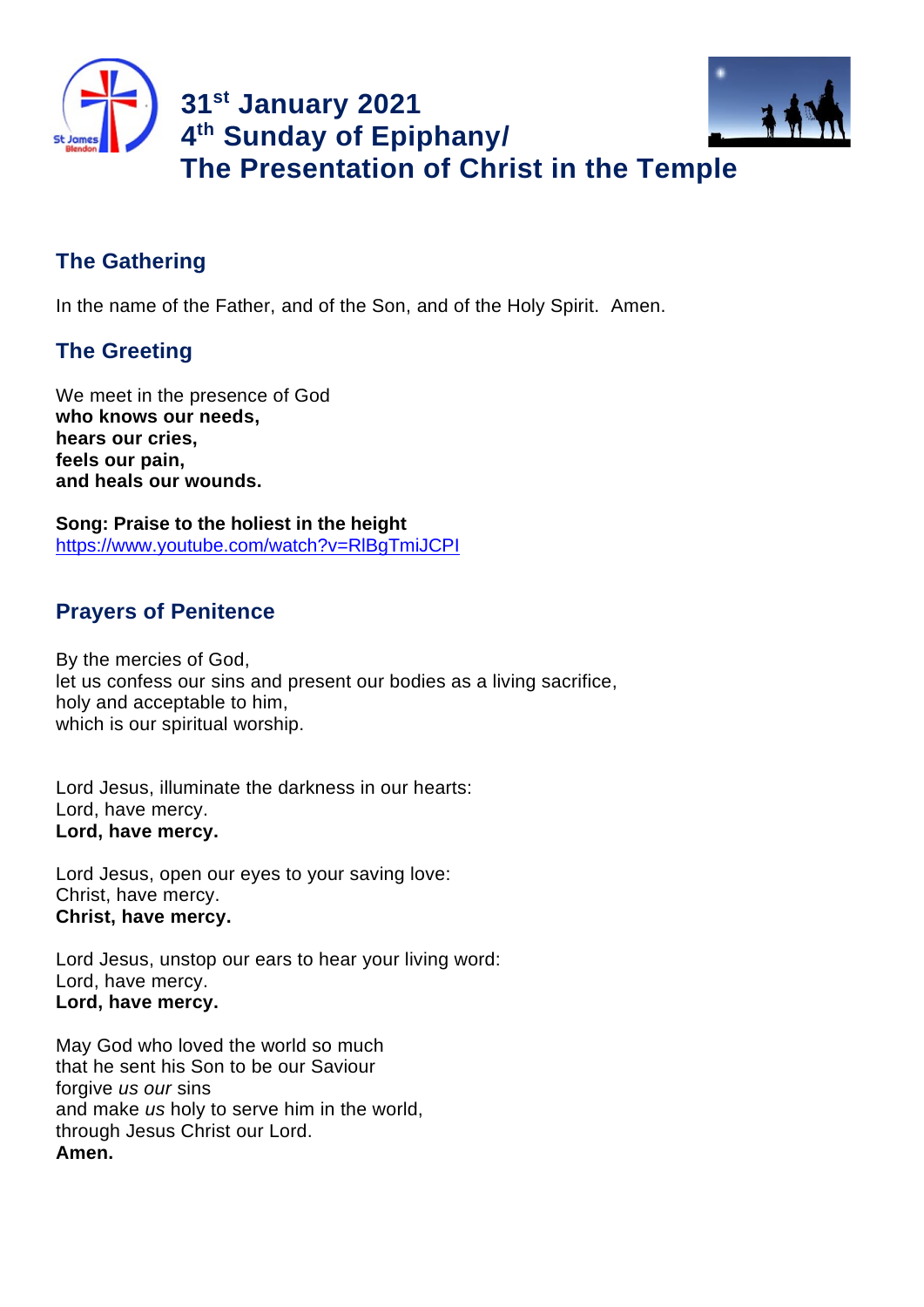# 31st January 2021
# 4th Sunday of Epiphany/
# The Presentation of Christ in the Temple

## The Gathering

In the name of the Father, and of the Son, and of the Holy Spirit. Amen.

## The Greeting

We meet in the presence of God
**who knows our needs,**
**hears our cries,**
**feels our pain,**
**and heals our wounds.**

**Song: Praise to the holiest in the height**
https://www.youtube.com/watch?v=RlBgTmiJCPI

## Prayers of Penitence

By the mercies of God,
let us confess our sins and present our bodies as a living sacrifice,
holy and acceptable to him,
which is our spiritual worship.

Lord Jesus, illuminate the darkness in our hearts:
Lord, have mercy.
**Lord, have mercy.**

Lord Jesus, open our eyes to your saving love:
Christ, have mercy.
**Christ, have mercy.**

Lord Jesus, unstop our ears to hear your living word:
Lord, have mercy.
**Lord, have mercy.**

May God who loved the world so much
that he sent his Son to be our Saviour
forgive *us our* sins
and make *us* holy to serve him in the world,
through Jesus Christ our Lord.
**Amen.**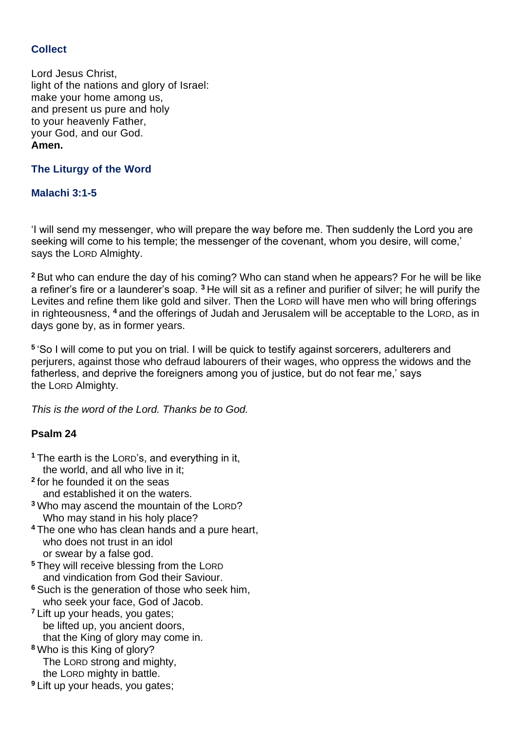### Collect

Lord Jesus Christ,
light of the nations and glory of Israel:
make your home among us,
and present us pure and holy
to your heavenly Father,
your God, and our God.
**Amen.**

### The Liturgy of the Word

### Malachi 3:1-5

'I will send my messenger, who will prepare the way before me. Then suddenly the Lord you are seeking will come to his temple; the messenger of the covenant, whom you desire, will come,' says the LORD Almighty.

**2** But who can endure the day of his coming? Who can stand when he appears? For he will be like a refiner's fire or a launderer's soap. **3** He will sit as a refiner and purifier of silver; he will purify the Levites and refine them like gold and silver. Then the LORD will have men who will bring offerings in righteousness, **4** and the offerings of Judah and Jerusalem will be acceptable to the LORD, as in days gone by, as in former years.

**5** 'So I will come to put you on trial. I will be quick to testify against sorcerers, adulterers and perjurers, against those who defraud labourers of their wages, who oppress the widows and the fatherless, and deprive the foreigners among you of justice, but do not fear me,' says the LORD Almighty.

*This is the word of the Lord. Thanks be to God.*

### Psalm 24

**1** The earth is the LORD's, and everything in it,
  the world, and all who live in it;
**2** for he founded it on the seas
  and established it on the waters.
**3** Who may ascend the mountain of the LORD?
  Who may stand in his holy place?
**4** The one who has clean hands and a pure heart,
  who does not trust in an idol
  or swear by a false god.
**5** They will receive blessing from the LORD
  and vindication from God their Saviour.
**6** Such is the generation of those who seek him,
  who seek your face, God of Jacob.
**7** Lift up your heads, you gates;
  be lifted up, you ancient doors,
  that the King of glory may come in.
**8** Who is this King of glory?
  The LORD strong and mighty,
  the LORD mighty in battle.
**9** Lift up your heads, you gates;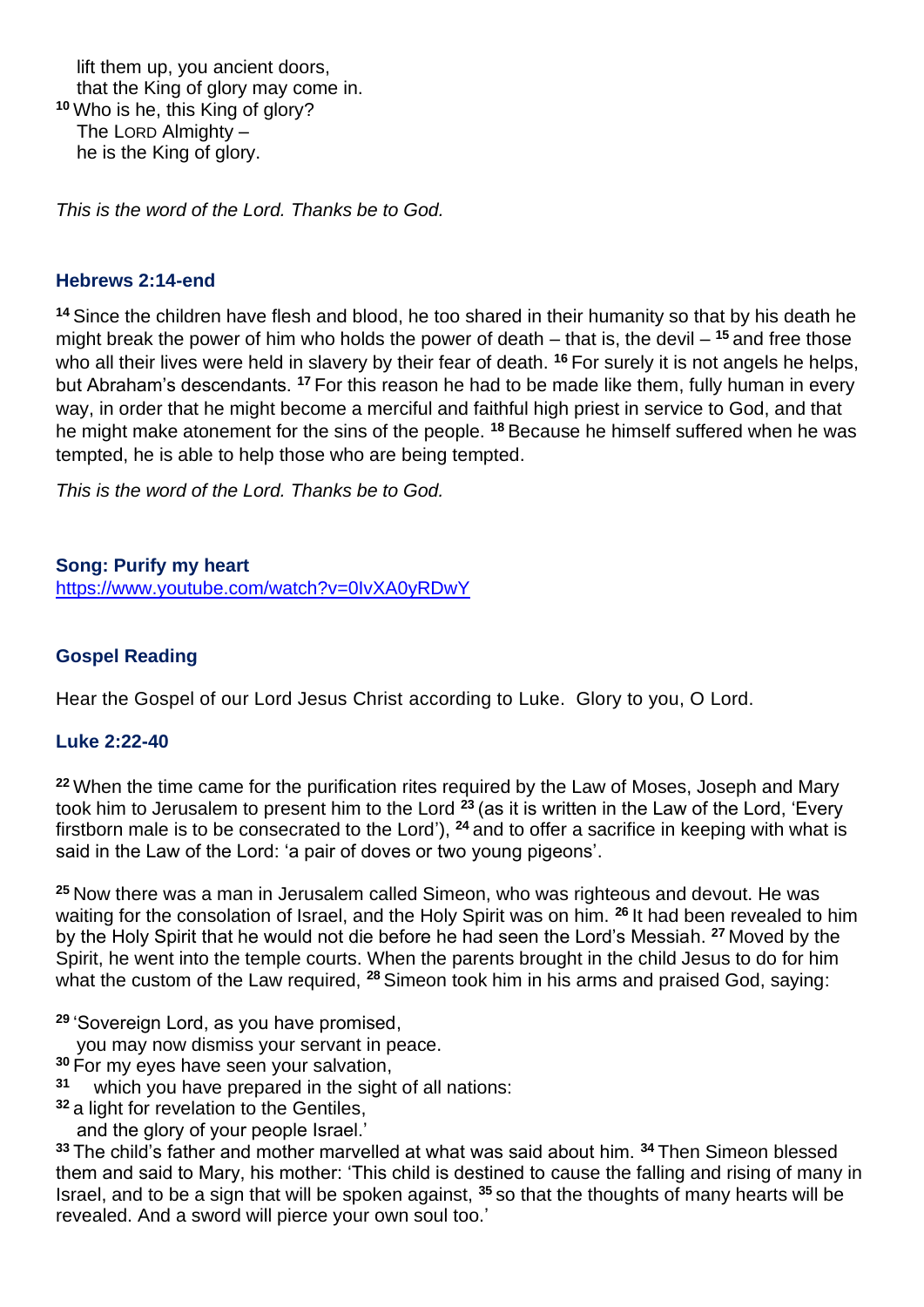lift them up, you ancient doors,
that the King of glory may come in.
[10] Who is he, this King of glory?
The LORD Almighty –
he is the King of glory.

*This is the word of the Lord. Thanks be to God.*

### Hebrews 2:14-end

[14] Since the children have flesh and blood, he too shared in their humanity so that by his death he might break the power of him who holds the power of death – that is, the devil – [15] and free those who all their lives were held in slavery by their fear of death. [16] For surely it is not angels he helps, but Abraham's descendants. [17] For this reason he had to be made like them, fully human in every way, in order that he might become a merciful and faithful high priest in service to God, and that he might make atonement for the sins of the people. [18] Because he himself suffered when he was tempted, he is able to help those who are being tempted.

*This is the word of the Lord. Thanks be to God.*

### Song: Purify my heart

https://www.youtube.com/watch?v=0IvXA0yRDwY

### Gospel Reading

Hear the Gospel of our Lord Jesus Christ according to Luke. Glory to you, O Lord.

### Luke 2:22-40

[22] When the time came for the purification rites required by the Law of Moses, Joseph and Mary took him to Jerusalem to present him to the Lord [23] (as it is written in the Law of the Lord, 'Every firstborn male is to be consecrated to the Lord'), [24] and to offer a sacrifice in keeping with what is said in the Law of the Lord: 'a pair of doves or two young pigeons'.

[25] Now there was a man in Jerusalem called Simeon, who was righteous and devout. He was waiting for the consolation of Israel, and the Holy Spirit was on him. [26] It had been revealed to him by the Holy Spirit that he would not die before he had seen the Lord's Messiah. [27] Moved by the Spirit, he went into the temple courts. When the parents brought in the child Jesus to do for him what the custom of the Law required, [28] Simeon took him in his arms and praised God, saying:

[29] 'Sovereign Lord, as you have promised,
you may now dismiss your servant in peace.
[30] For my eyes have seen your salvation,
[31] which you have prepared in the sight of all nations:
[32] a light for revelation to the Gentiles,
and the glory of your people Israel.'
[33] The child's father and mother marvelled at what was said about him. [34] Then Simeon blessed them and said to Mary, his mother: 'This child is destined to cause the falling and rising of many in Israel, and to be a sign that will be spoken against, [35] so that the thoughts of many hearts will be revealed. And a sword will pierce your own soul too.'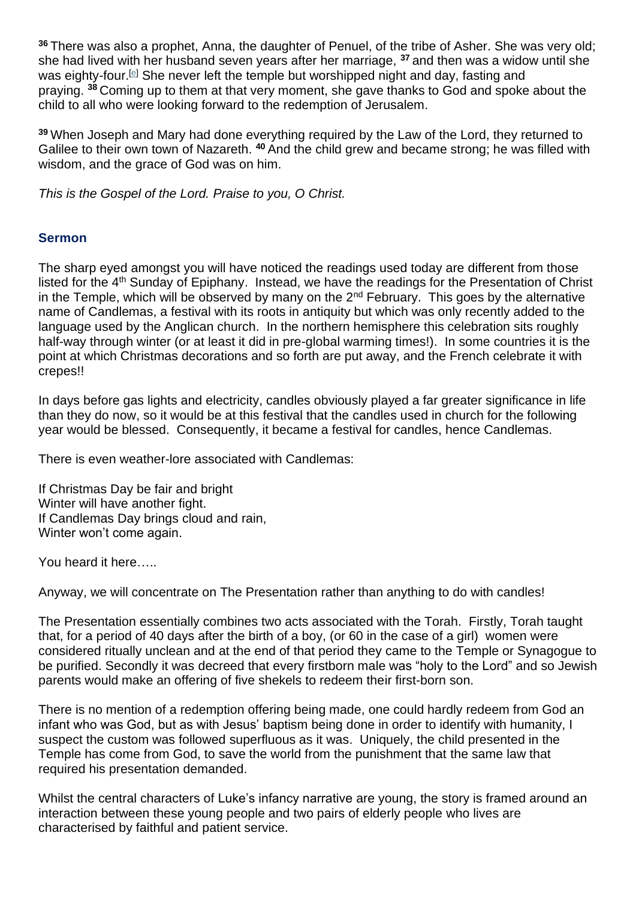**36** There was also a prophet, Anna, the daughter of Penuel, of the tribe of Asher. She was very old; she had lived with her husband seven years after her marriage, **37** and then was a widow until she was eighty-four.[e] She never left the temple but worshipped night and day, fasting and praying. **38** Coming up to them at that very moment, she gave thanks to God and spoke about the child to all who were looking forward to the redemption of Jerusalem.

**39** When Joseph and Mary had done everything required by the Law of the Lord, they returned to Galilee to their own town of Nazareth. **40** And the child grew and became strong; he was filled with wisdom, and the grace of God was on him.

*This is the Gospel of the Lord. Praise to you, O Christ.*

### Sermon

The sharp eyed amongst you will have noticed the readings used today are different from those listed for the 4th Sunday of Epiphany. Instead, we have the readings for the Presentation of Christ in the Temple, which will be observed by many on the 2nd February. This goes by the alternative name of Candlemas, a festival with its roots in antiquity but which was only recently added to the language used by the Anglican church. In the northern hemisphere this celebration sits roughly half-way through winter (or at least it did in pre-global warming times!). In some countries it is the point at which Christmas decorations and so forth are put away, and the French celebrate it with crepes!!

In days before gas lights and electricity, candles obviously played a far greater significance in life than they do now, so it would be at this festival that the candles used in church for the following year would be blessed. Consequently, it became a festival for candles, hence Candlemas.

There is even weather-lore associated with Candlemas:

If Christmas Day be fair and bright
Winter will have another fight.
If Candlemas Day brings cloud and rain,
Winter won't come again.

You heard it here…..

Anyway, we will concentrate on The Presentation rather than anything to do with candles!

The Presentation essentially combines two acts associated with the Torah. Firstly, Torah taught that, for a period of 40 days after the birth of a boy, (or 60 in the case of a girl) women were considered ritually unclean and at the end of that period they came to the Temple or Synagogue to be purified. Secondly it was decreed that every firstborn male was "holy to the Lord" and so Jewish parents would make an offering of five shekels to redeem their first-born son.

There is no mention of a redemption offering being made, one could hardly redeem from God an infant who was God, but as with Jesus' baptism being done in order to identify with humanity, I suspect the custom was followed superfluous as it was. Uniquely, the child presented in the Temple has come from God, to save the world from the punishment that the same law that required his presentation demanded.

Whilst the central characters of Luke's infancy narrative are young, the story is framed around an interaction between these young people and two pairs of elderly people who lives are characterised by faithful and patient service.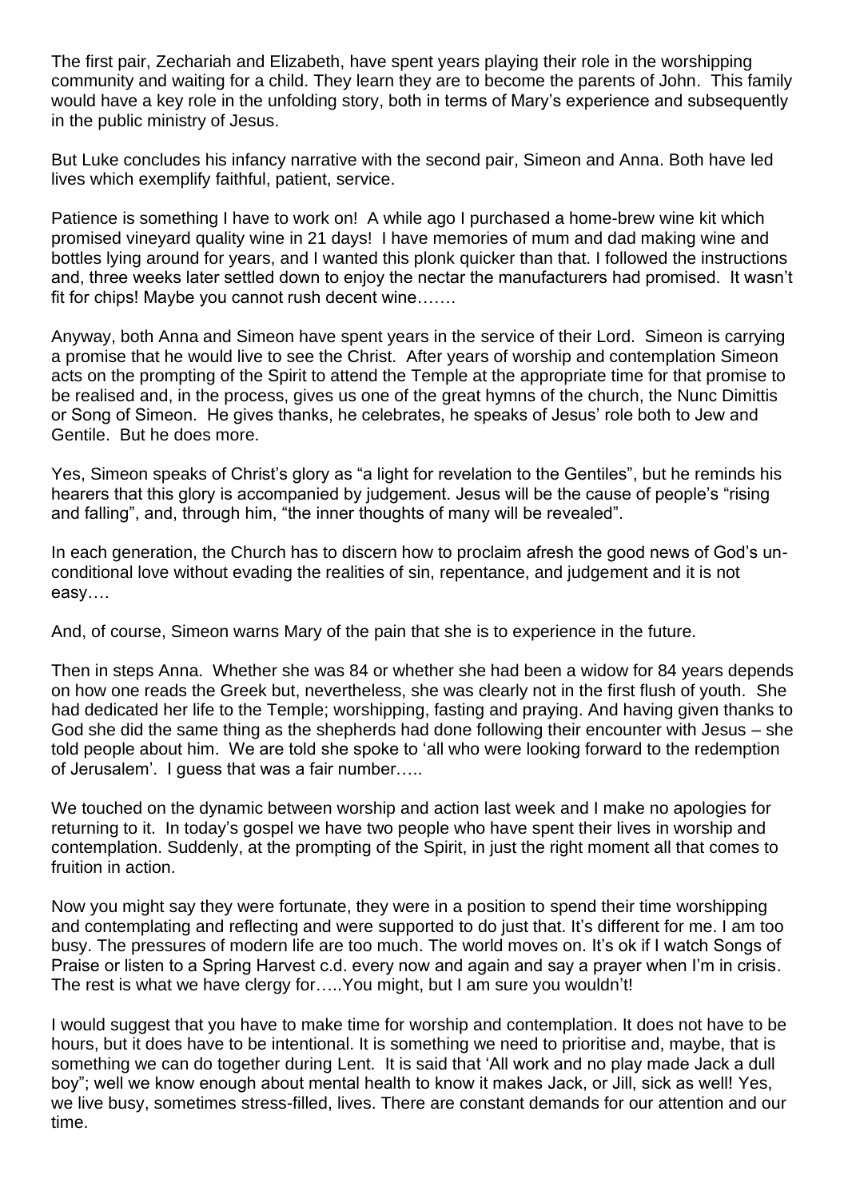The first pair, Zechariah and Elizabeth, have spent years playing their role in the worshipping community and waiting for a child. They learn they are to become the parents of John. This family would have a key role in the unfolding story, both in terms of Mary's experience and subsequently in the public ministry of Jesus.

But Luke concludes his infancy narrative with the second pair, Simeon and Anna. Both have led lives which exemplify faithful, patient, service.

Patience is something I have to work on! A while ago I purchased a home-brew wine kit which promised vineyard quality wine in 21 days! I have memories of mum and dad making wine and bottles lying around for years, and I wanted this plonk quicker than that. I followed the instructions and, three weeks later settled down to enjoy the nectar the manufacturers had promised. It wasn't fit for chips! Maybe you cannot rush decent wine…….

Anyway, both Anna and Simeon have spent years in the service of their Lord. Simeon is carrying a promise that he would live to see the Christ. After years of worship and contemplation Simeon acts on the prompting of the Spirit to attend the Temple at the appropriate time for that promise to be realised and, in the process, gives us one of the great hymns of the church, the Nunc Dimittis or Song of Simeon. He gives thanks, he celebrates, he speaks of Jesus' role both to Jew and Gentile. But he does more.

Yes, Simeon speaks of Christ's glory as "a light for revelation to the Gentiles", but he reminds his hearers that this glory is accompanied by judgement. Jesus will be the cause of people's "rising and falling", and, through him, "the inner thoughts of many will be revealed".

In each generation, the Church has to discern how to proclaim afresh the good news of God's un-conditional love without evading the realities of sin, repentance, and judgement and it is not easy….

And, of course, Simeon warns Mary of the pain that she is to experience in the future.

Then in steps Anna. Whether she was 84 or whether she had been a widow for 84 years depends on how one reads the Greek but, nevertheless, she was clearly not in the first flush of youth. She had dedicated her life to the Temple; worshipping, fasting and praying. And having given thanks to God she did the same thing as the shepherds had done following their encounter with Jesus – she told people about him. We are told she spoke to 'all who were looking forward to the redemption of Jerusalem'. I guess that was a fair number…..

We touched on the dynamic between worship and action last week and I make no apologies for returning to it. In today's gospel we have two people who have spent their lives in worship and contemplation. Suddenly, at the prompting of the Spirit, in just the right moment all that comes to fruition in action.

Now you might say they were fortunate, they were in a position to spend their time worshipping and contemplating and reflecting and were supported to do just that. It's different for me. I am too busy. The pressures of modern life are too much. The world moves on. It's ok if I watch Songs of Praise or listen to a Spring Harvest c.d. every now and again and say a prayer when I'm in crisis. The rest is what we have clergy for…..You might, but I am sure you wouldn't!

I would suggest that you have to make time for worship and contemplation. It does not have to be hours, but it does have to be intentional. It is something we need to prioritise and, maybe, that is something we can do together during Lent. It is said that 'All work and no play made Jack a dull boy"; well we know enough about mental health to know it makes Jack, or Jill, sick as well! Yes, we live busy, sometimes stress-filled, lives. There are constant demands for our attention and our time.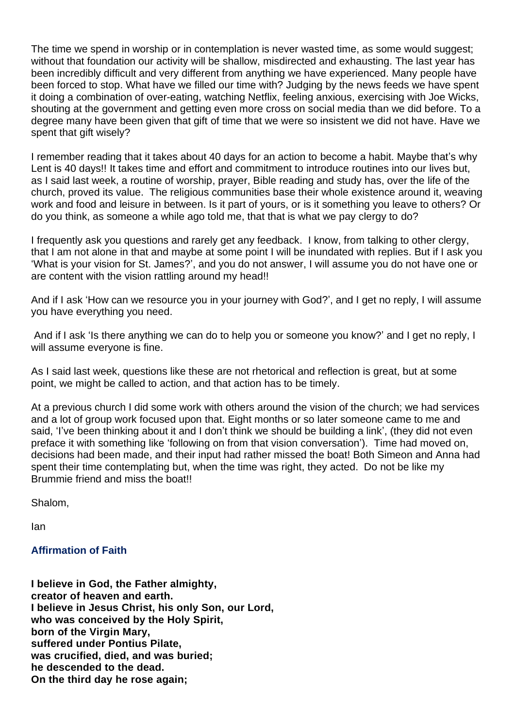The time we spend in worship or in contemplation is never wasted time, as some would suggest; without that foundation our activity will be shallow, misdirected and exhausting. The last year has been incredibly difficult and very different from anything we have experienced. Many people have been forced to stop. What have we filled our time with? Judging by the news feeds we have spent it doing a combination of over-eating, watching Netflix, feeling anxious, exercising with Joe Wicks, shouting at the government and getting even more cross on social media than we did before. To a degree many have been given that gift of time that we were so insistent we did not have. Have we spent that gift wisely?

I remember reading that it takes about 40 days for an action to become a habit. Maybe that's why Lent is 40 days!! It takes time and effort and commitment to introduce routines into our lives but, as I said last week, a routine of worship, prayer, Bible reading and study has, over the life of the church, proved its value. The religious communities base their whole existence around it, weaving work and food and leisure in between. Is it part of yours, or is it something you leave to others? Or do you think, as someone a while ago told me, that that is what we pay clergy to do?

I frequently ask you questions and rarely get any feedback. I know, from talking to other clergy, that I am not alone in that and maybe at some point I will be inundated with replies. But if I ask you 'What is your vision for St. James?', and you do not answer, I will assume you do not have one or are content with the vision rattling around my head!!

And if I ask 'How can we resource you in your journey with God?', and I get no reply, I will assume you have everything you need.

And if I ask 'Is there anything we can do to help you or someone you know?' and I get no reply, I will assume everyone is fine.

As I said last week, questions like these are not rhetorical and reflection is great, but at some point, we might be called to action, and that action has to be timely.

At a previous church I did some work with others around the vision of the church; we had services and a lot of group work focused upon that. Eight months or so later someone came to me and said, 'I've been thinking about it and I don't think we should be building a link', (they did not even preface it with something like 'following on from that vision conversation'). Time had moved on, decisions had been made, and their input had rather missed the boat! Both Simeon and Anna had spent their time contemplating but, when the time was right, they acted. Do not be like my Brummie friend and miss the boat!!

Shalom,

Ian

### Affirmation of Faith

**I believe in God, the Father almighty,**
**creator of heaven and earth.**
**I believe in Jesus Christ, his only Son, our Lord,**
**who was conceived by the Holy Spirit,**
**born of the Virgin Mary,**
**suffered under Pontius Pilate,**
**was crucified, died, and was buried;**
**he descended to the dead.**
**On the third day he rose again;**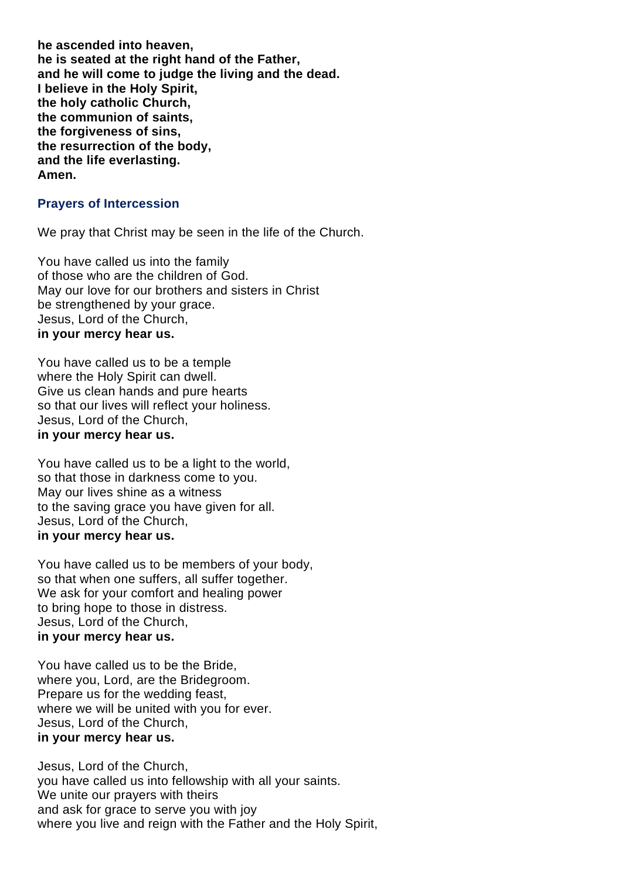**he ascended into heaven,**
**he is seated at the right hand of the Father,**
**and he will come to judge the living and the dead.**
**I believe in the Holy Spirit,**
**the holy catholic Church,**
**the communion of saints,**
**the forgiveness of sins,**
**the resurrection of the body,**
**and the life everlasting.**
**Amen.**

## Prayers of Intercession

We pray that Christ may be seen in the life of the Church.

You have called us into the family
of those who are the children of God.
May our love for our brothers and sisters in Christ
be strengthened by your grace.
Jesus, Lord of the Church,
**in your mercy hear us.**

You have called us to be a temple
where the Holy Spirit can dwell.
Give us clean hands and pure hearts
so that our lives will reflect your holiness.
Jesus, Lord of the Church,
**in your mercy hear us.**

You have called us to be a light to the world,
so that those in darkness come to you.
May our lives shine as a witness
to the saving grace you have given for all.
Jesus, Lord of the Church,
**in your mercy hear us.**

You have called us to be members of your body,
so that when one suffers, all suffer together.
We ask for your comfort and healing power
to bring hope to those in distress.
Jesus, Lord of the Church,
**in your mercy hear us.**

You have called us to be the Bride,
where you, Lord, are the Bridegroom.
Prepare us for the wedding feast,
where we will be united with you for ever.
Jesus, Lord of the Church,
**in your mercy hear us.**

Jesus, Lord of the Church,
you have called us into fellowship with all your saints.
We unite our prayers with theirs
and ask for grace to serve you with joy
where you live and reign with the Father and the Holy Spirit,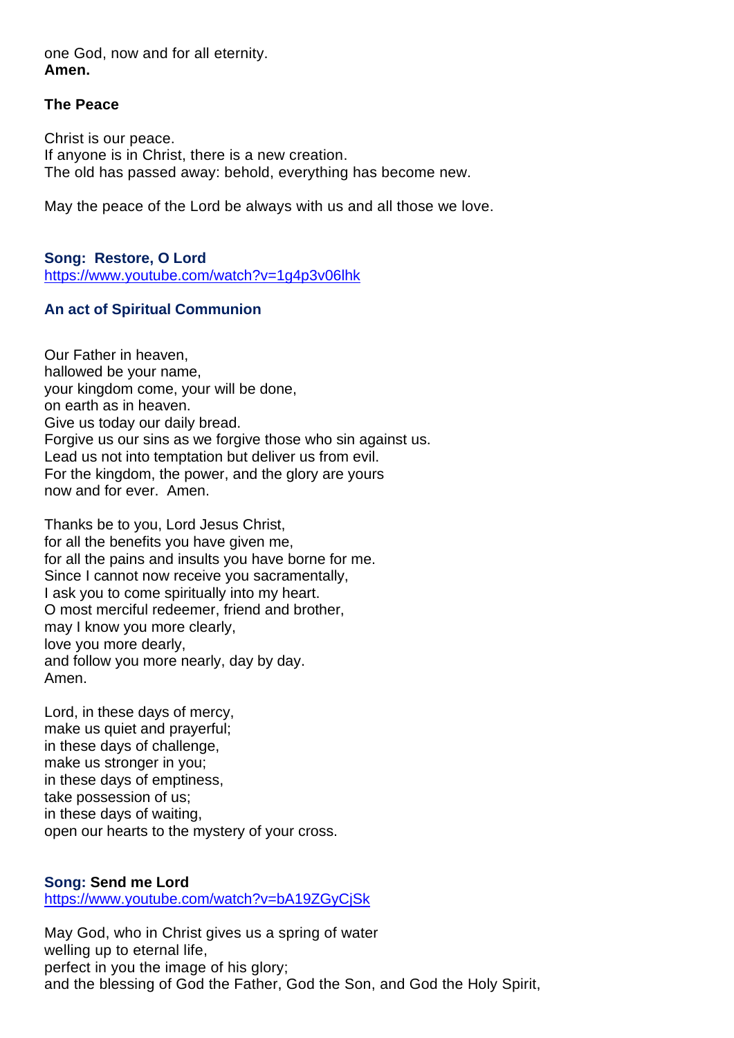one God, now and for all eternity.
**Amen.**

**The Peace**

Christ is our peace.
If anyone is in Christ, there is a new creation.
The old has passed away: behold, everything has become new.

May the peace of the Lord be always with us and all those we love.

**Song: Restore, O Lord**
https://www.youtube.com/watch?v=1g4p3v06lhk

**An act of Spiritual Communion**

Our Father in heaven,
hallowed be your name,
your kingdom come, your will be done,
on earth as in heaven.
Give us today our daily bread.
Forgive us our sins as we forgive those who sin against us.
Lead us not into temptation but deliver us from evil.
For the kingdom, the power, and the glory are yours
now and for ever. Amen.

Thanks be to you, Lord Jesus Christ,
for all the benefits you have given me,
for all the pains and insults you have borne for me.
Since I cannot now receive you sacramentally,
I ask you to come spiritually into my heart.
O most merciful redeemer, friend and brother,
may I know you more clearly,
love you more dearly,
and follow you more nearly, day by day.
Amen.

Lord, in these days of mercy,
make us quiet and prayerful;
in these days of challenge,
make us stronger in you;
in these days of emptiness,
take possession of us;
in these days of waiting,
open our hearts to the mystery of your cross.

**Song: Send me Lord**
https://www.youtube.com/watch?v=bA19ZGyCjSk

May God, who in Christ gives us a spring of water
welling up to eternal life,
perfect in you the image of his glory;
and the blessing of God the Father, God the Son, and God the Holy Spirit,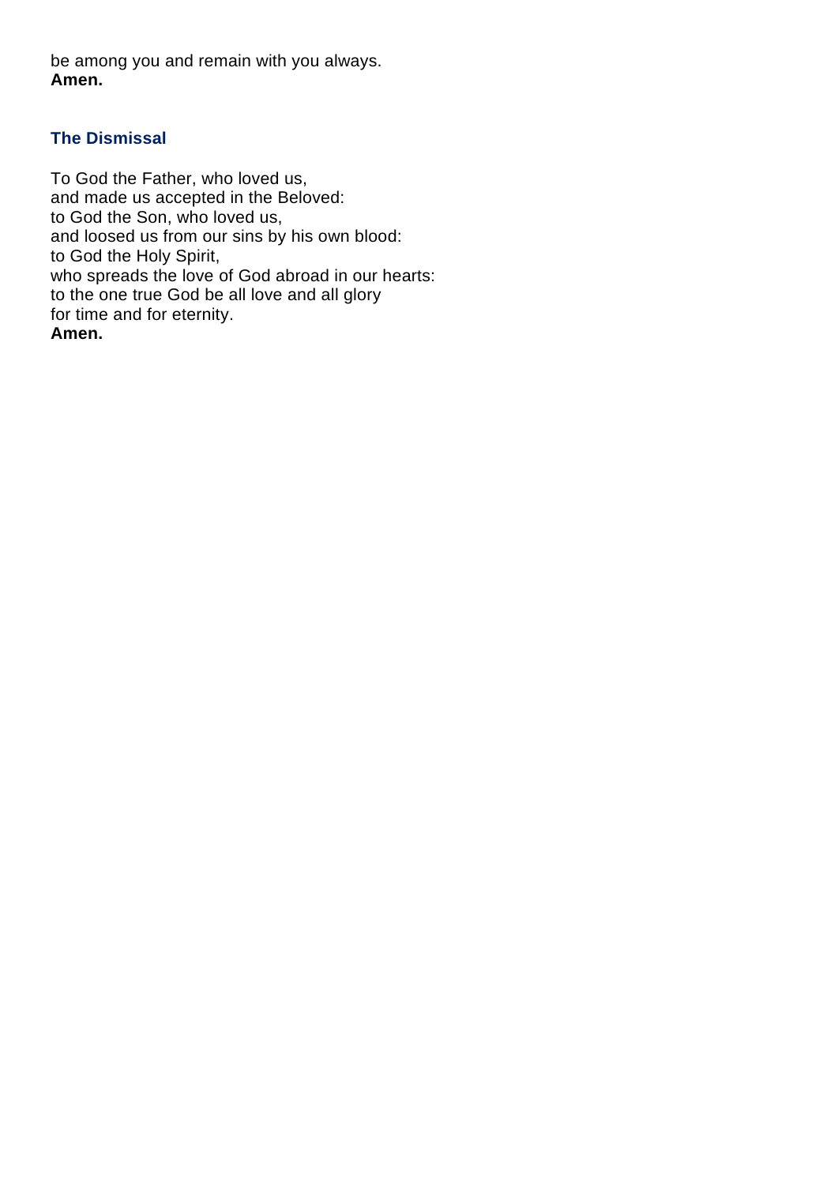be among you and remain with you always.
**Amen.**

### The Dismissal

To God the Father, who loved us,
and made us accepted in the Beloved:
to God the Son, who loved us,
and loosed us from our sins by his own blood:
to God the Holy Spirit,
who spreads the love of God abroad in our hearts:
to the one true God be all love and all glory
for time and for eternity.
**Amen.**